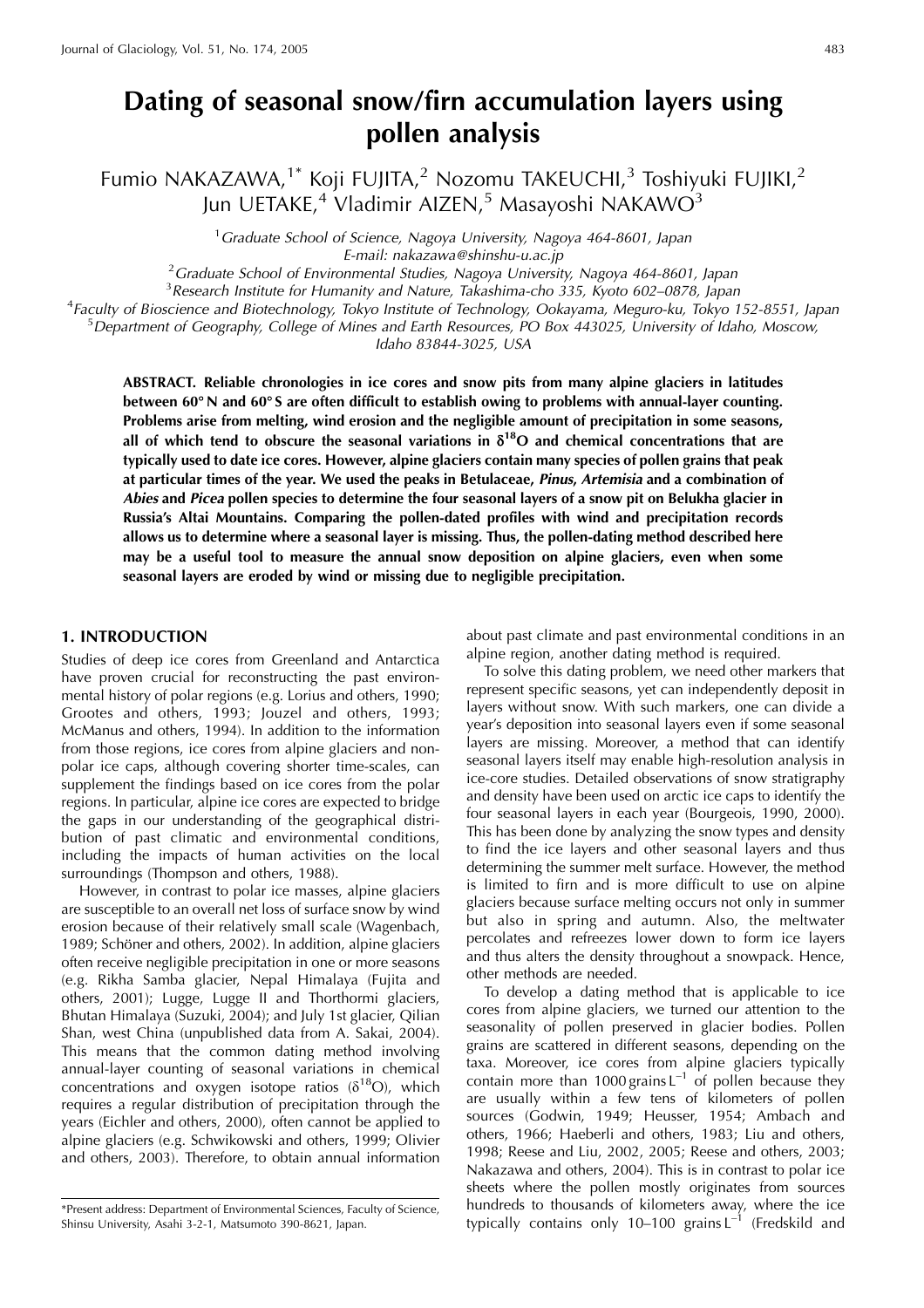# Dating of seasonal snow/firn accumulation layers using pollen analysis

Fumio NAKAZAWA,[1*] Koji FUJITA,[2] Nozomu TAKEUCHI,[3] Toshiyuki FUJIKI,[2] Jun UETAKE,[4] Vladimir AIZEN,[5] Masayoshi NAKAWO[3]

[1] *Graduate School of Science, Nagoya University, Nagoya 464-8601, Japan*
*E-mail: nakazawa@shinshu-u.ac.jp*

[2] *Graduate School of Environmental Studies, Nagoya University, Nagoya 464-8601, Japan*

[3] *Research Institute for Humanity and Nature, Takashima-cho 335, Kyoto 602–0878, Japan*

[4] *Faculty of Bioscience and Biotechnology, Tokyo Institute of Technology, Ookayama, Meguro-ku, Tokyo 152-8551, Japan*

[5] *Department of Geography, College of Mines and Earth Resources, PO Box 443025, University of Idaho, Moscow, Idaho 83844-3025, USA*

**ABSTRACT. Reliable chronologies in ice cores and snow pits from many alpine glaciers in latitudes between 60° N and 60° S are often difficult to establish owing to problems with annual-layer counting. Problems arise from melting, wind erosion and the negligible amount of precipitation in some seasons, all of which tend to obscure the seasonal variations in $\delta^{18}O$ and chemical concentrations that are typically used to date ice cores. However, alpine glaciers contain many species of pollen grains that peak at particular times of the year. We used the peaks in Betulaceae, *Pinus*, *Artemisia* and a combination of *Abies* and *Picea* pollen species to determine the four seasonal layers of a snow pit on Belukha glacier in Russia's Altai Mountains. Comparing the pollen-dated profiles with wind and precipitation records allows us to determine where a seasonal layer is missing. Thus, the pollen-dating method described here may be a useful tool to measure the annual snow deposition on alpine glaciers, even when some seasonal layers are eroded by wind or missing due to negligible precipitation.**

## 1. INTRODUCTION

Studies of deep ice cores from Greenland and Antarctica have proven crucial for reconstructing the past environmental history of polar regions (e.g. Lorius and others, 1990; Grootes and others, 1993; Jouzel and others, 1993; McManus and others, 1994). In addition to the information from those regions, ice cores from alpine glaciers and non-polar ice caps, although covering shorter time-scales, can supplement the findings based on ice cores from the polar regions. In particular, alpine ice cores are expected to bridge the gaps in our understanding of the geographical distribution of past climatic and environmental conditions, including the impacts of human activities on the local surroundings (Thompson and others, 1988).

However, in contrast to polar ice masses, alpine glaciers are susceptible to an overall net loss of surface snow by wind erosion because of their relatively small scale (Wagenbach, 1989; Schöner and others, 2002). In addition, alpine glaciers often receive negligible precipitation in one or more seasons (e.g. Rikha Samba glacier, Nepal Himalaya (Fujita and others, 2001); Lugge, Lugge II and Thorthormi glaciers, Bhutan Himalaya (Suzuki, 2004); and July 1st glacier, Qilian Shan, west China (unpublished data from A. Sakai, 2004). This means that the common dating method involving annual-layer counting of seasonal variations in chemical concentrations and oxygen isotope ratios ($\delta^{18}O$), which requires a regular distribution of precipitation through the years (Eichler and others, 2000), often cannot be applied to alpine glaciers (e.g. Schwikowski and others, 1999; Olivier and others, 2003). Therefore, to obtain annual information about past climate and past environmental conditions in an alpine region, another dating method is required.

To solve this dating problem, we need other markers that represent specific seasons, yet can independently deposit in layers without snow. With such markers, one can divide a year's deposition into seasonal layers even if some seasonal layers are missing. Moreover, a method that can identify seasonal layers itself may enable high-resolution analysis in ice-core studies. Detailed observations of snow stratigraphy and density have been used on arctic ice caps to identify the four seasonal layers in each year (Bourgeois, 1990, 2000). This has been done by analyzing the snow types and density to find the ice layers and other seasonal layers and thus determining the summer melt surface. However, the method is limited to firn and is more difficult to use on alpine glaciers because surface melting occurs not only in summer but also in spring and autumn. Also, the meltwater percolates and refreezes lower down to form ice layers and thus alters the density throughout a snowpack. Hence, other methods are needed.

To develop a dating method that is applicable to ice cores from alpine glaciers, we turned our attention to the seasonality of pollen preserved in glacier bodies. Pollen grains are scattered in different seasons, depending on the taxa. Moreover, ice cores from alpine glaciers typically contain more than 1000 grains $L^{-1}$ of pollen because they are usually within a few tens of kilometers of pollen sources (Godwin, 1949; Heusser, 1954; Ambach and others, 1966; Haeberli and others, 1983; Liu and others, 1998; Reese and Liu, 2002, 2005; Reese and others, 2003; Nakazawa and others, 2004). This is in contrast to polar ice sheets where the pollen mostly originates from sources hundreds to thousands of kilometers away, where the ice typically contains only 10–100 grains $L^{-1}$ (Fredskild and

*Present address: Department of Environmental Sciences, Faculty of Science, Shinsu University, Asahi 3-2-1, Matsumoto 390-8621, Japan.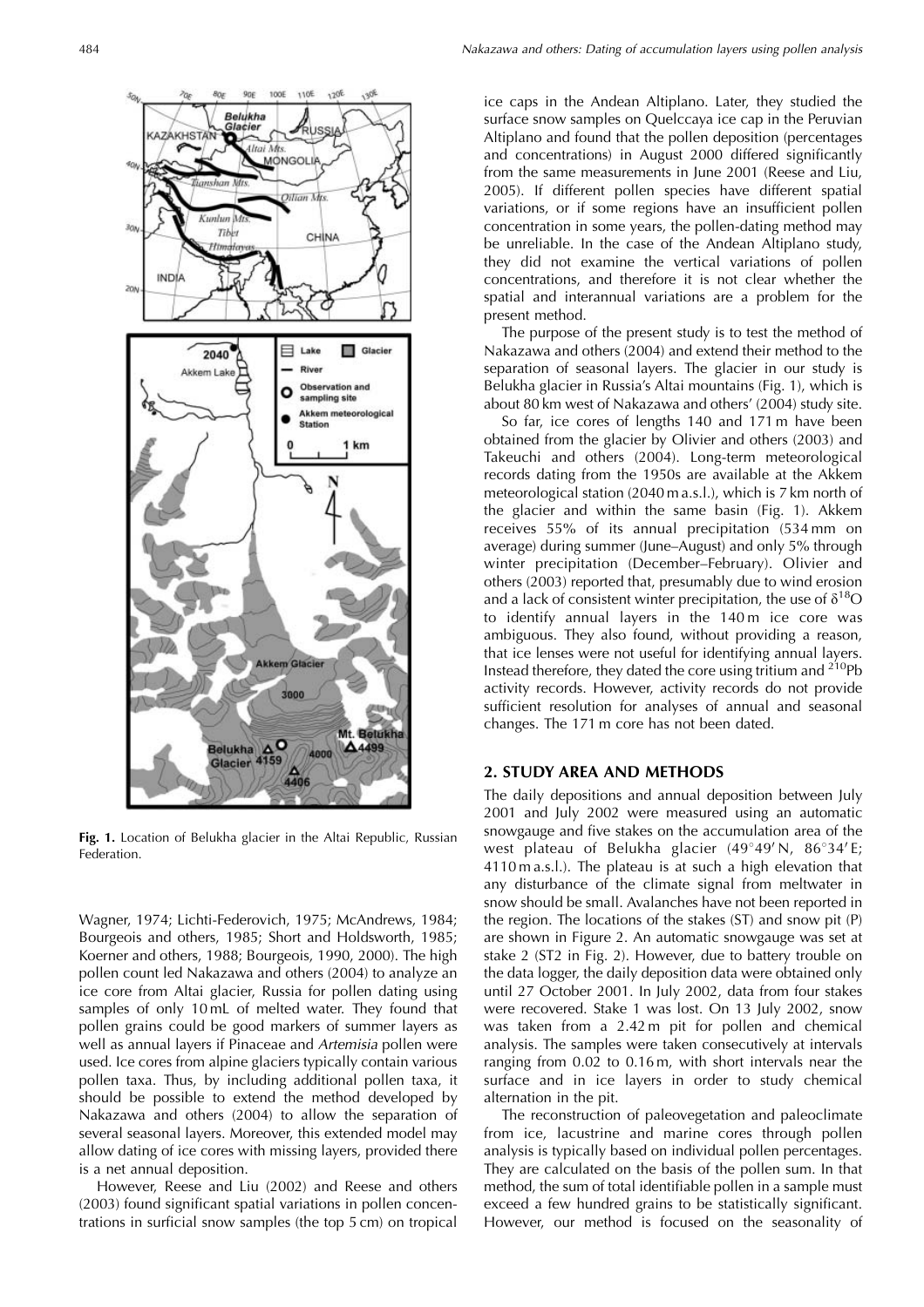Fig. 1. Location of Belukha glacier in the Altai Republic, Russian Federation.

Wagner, 1974; Lichti-Federovich, 1975; McAndrews, 1984; Bourgeois and others, 1985; Short and Holdsworth, 1985; Koerner and others, 1988; Bourgeois, 1990, 2000). The high pollen count led Nakazawa and others (2004) to analyze an ice core from Altai glacier, Russia for pollen dating using samples of only 10 mL of melted water. They found that pollen grains could be good markers of summer layers as well as annual layers if Pinaceae and *Artemisia* pollen were used. Ice cores from alpine glaciers typically contain various pollen taxa. Thus, by including additional pollen taxa, it should be possible to extend the method developed by Nakazawa and others (2004) to allow the separation of several seasonal layers. Moreover, this extended model may allow dating of ice cores with missing layers, provided there is a net annual deposition.

However, Reese and Liu (2002) and Reese and others (2003) found significant spatial variations in pollen concentrations in surficial snow samples (the top 5 cm) on tropical ice caps in the Andean Altiplano. Later, they studied the surface snow samples on Quelccaya ice cap in the Peruvian Altiplano and found that the pollen deposition (percentages and concentrations) in August 2000 differed significantly from the same measurements in June 2001 (Reese and Liu, 2005). If different pollen species have different spatial variations, or if some regions have an insufficient pollen concentration in some years, the pollen-dating method may be unreliable. In the case of the Andean Altiplano study, they did not examine the vertical variations of pollen concentrations, and therefore it is not clear whether the spatial and interannual variations are a problem for the present method.

The purpose of the present study is to test the method of Nakazawa and others (2004) and extend their method to the separation of seasonal layers. The glacier in our study is Belukha glacier in Russia's Altai mountains (Fig. 1), which is about 80 km west of Nakazawa and others' (2004) study site.

So far, ice cores of lengths 140 and 171 m have been obtained from the glacier by Olivier and others (2003) and Takeuchi and others (2004). Long-term meteorological records dating from the 1950s are available at the Akkem meteorological station (2040 m a.s.l.), which is 7 km north of the glacier and within the same basin (Fig. 1). Akkem receives 55% of its annual precipitation (534 mm on average) during summer (June–August) and only 5% through winter precipitation (December–February). Olivier and others (2003) reported that, presumably due to wind erosion and a lack of consistent winter precipitation, the use of $\delta^{18}O$ to identify annual layers in the 140 m ice core was ambiguous. They also found, without providing a reason, that ice lenses were not useful for identifying annual layers. Instead therefore, they dated the core using tritium and $^{210}Pb$ activity records. However, activity records do not provide sufficient resolution for analyses of annual and seasonal changes. The 171 m core has not been dated.

## 2. STUDY AREA AND METHODS

The daily depositions and annual deposition between July 2001 and July 2002 were measured using an automatic snowgauge and five stakes on the accumulation area of the west plateau of Belukha glacier (49°49′ N, 86°34′ E; 4110 m a.s.l.). The plateau is at such a high elevation that any disturbance of the climate signal from meltwater in snow should be small. Avalanches have not been reported in the region. The locations of the stakes (ST) and snow pit (P) are shown in Figure 2. An automatic snowgauge was set at stake 2 (ST2 in Fig. 2). However, due to battery trouble on the data logger, the daily deposition data were obtained only until 27 October 2001. In July 2002, data from four stakes were recovered. Stake 1 was lost. On 13 July 2002, snow was taken from a 2.42 m pit for pollen and chemical analysis. The samples were taken consecutively at intervals ranging from 0.02 to 0.16 m, with short intervals near the surface and in ice layers in order to study chemical alternation in the pit.

The reconstruction of paleovegetation and paleoclimate from ice, lacustrine and marine cores through pollen analysis is typically based on individual pollen percentages. They are calculated on the basis of the pollen sum. In that method, the sum of total identifiable pollen in a sample must exceed a few hundred grains to be statistically significant. However, our method is focused on the seasonality of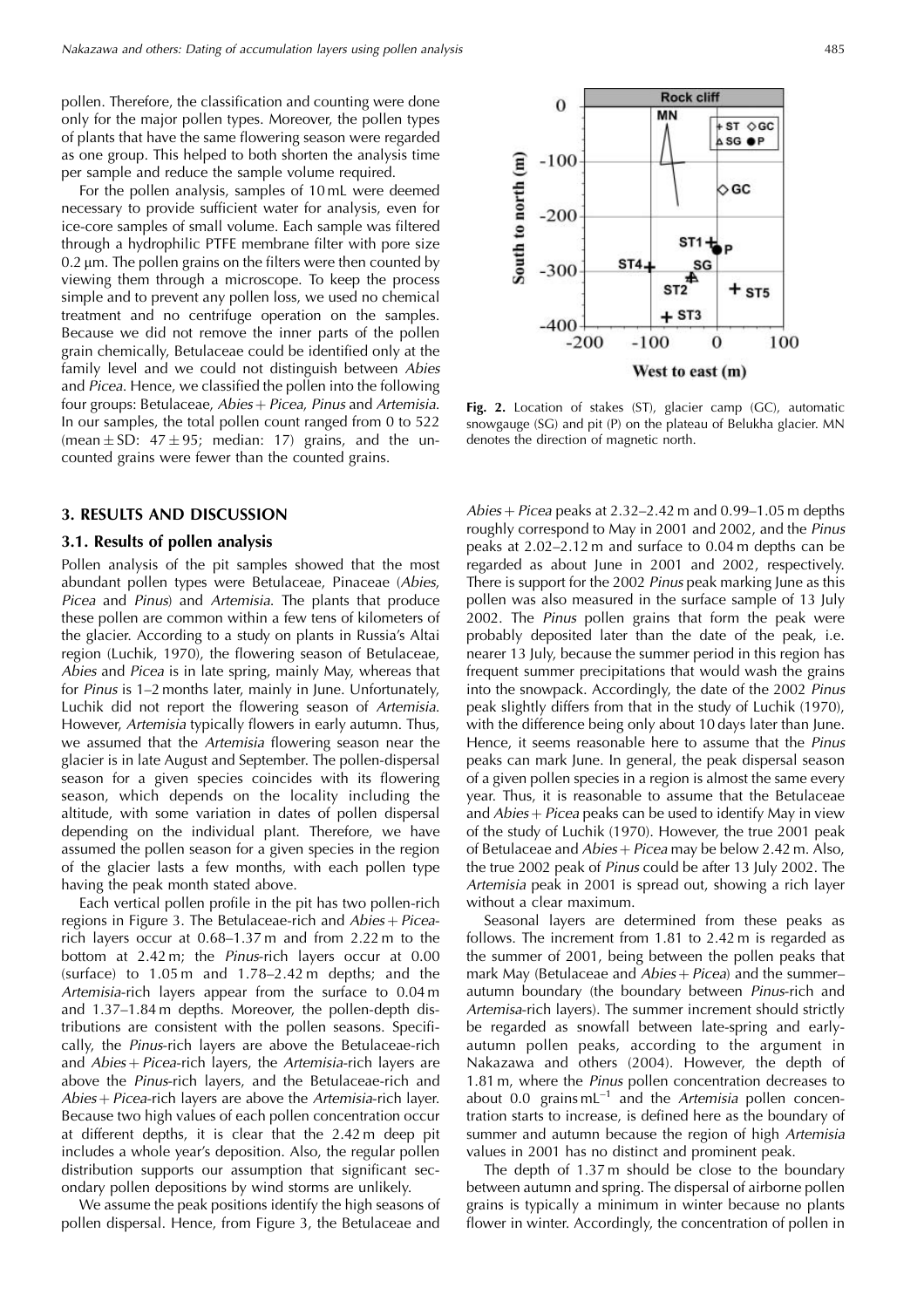pollen. Therefore, the classification and counting were done only for the major pollen types. Moreover, the pollen types of plants that have the same flowering season were regarded as one group. This helped to both shorten the analysis time per sample and reduce the sample volume required.

For the pollen analysis, samples of 10 mL were deemed necessary to provide sufficient water for analysis, even for ice-core samples of small volume. Each sample was filtered through a hydrophilic PTFE membrane filter with pore size 0.2 μm. The pollen grains on the filters were then counted by viewing them through a microscope. To keep the process simple and to prevent any pollen loss, we used no chemical treatment and no centrifuge operation on the samples. Because we did not remove the inner parts of the pollen grain chemically, Betulaceae could be identified only at the family level and we could not distinguish between *Abies* and *Picea*. Hence, we classified the pollen into the following four groups: Betulaceae, *Abies* + *Picea*, *Pinus* and *Artemisia*. In our samples, the total pollen count ranged from 0 to 522 (mean ± SD: 47 ± 95; median: 17) grains, and the uncounted grains were fewer than the counted grains.

**Fig. 2.** Location of stakes (ST), glacier camp (GC), automatic snowgauge (SG) and pit (P) on the plateau of Belukha glacier. MN denotes the direction of magnetic north.

## 3. RESULTS AND DISCUSSION

### 3.1. Results of pollen analysis

Pollen analysis of the pit samples showed that the most abundant pollen types were Betulaceae, Pinaceae (*Abies*, *Picea* and *Pinus*) and *Artemisia*. The plants that produce these pollen are common within a few tens of kilometers of the glacier. According to a study on plants in Russia's Altai region (Luchik, 1970), the flowering season of Betulaceae, *Abies* and *Picea* is in late spring, mainly May, whereas that for *Pinus* is 1–2 months later, mainly in June. Unfortunately, Luchik did not report the flowering season of *Artemisia*. However, *Artemisia* typically flowers in early autumn. Thus, we assumed that the *Artemisia* flowering season near the glacier is in late August and September. The pollen-dispersal season for a given species coincides with its flowering season, which depends on the locality including the altitude, with some variation in dates of pollen dispersal depending on the individual plant. Therefore, we have assumed the pollen season for a given species in the region of the glacier lasts a few months, with each pollen type having the peak month stated above.

Each vertical pollen profile in the pit has two pollen-rich regions in Figure 3. The Betulaceae-rich and *Abies* + *Picea*-rich layers occur at 0.68–1.37 m and from 2.22 m to the bottom at 2.42 m; the *Pinus*-rich layers occur at 0.00 (surface) to 1.05 m and 1.78–2.42 m depths; and the *Artemisia*-rich layers appear from the surface to 0.04 m and 1.37–1.84 m depths. Moreover, the pollen-depth distributions are consistent with the pollen seasons. Specifically, the *Pinus*-rich layers are above the Betulaceae-rich and *Abies* + *Picea*-rich layers, the *Artemisia*-rich layers are above the *Pinus*-rich layers, and the Betulaceae-rich and *Abies* + *Picea*-rich layers are above the *Artemisia*-rich layer. Because two high values of each pollen concentration occur at different depths, it is clear that the 2.42 m deep pit includes a whole year's deposition. Also, the regular pollen distribution supports our assumption that significant secondary pollen depositions by wind storms are unlikely.

We assume the peak positions identify the high seasons of pollen dispersal. Hence, from Figure 3, the Betulaceae and *Abies* + *Picea* peaks at 2.32–2.42 m and 0.99–1.05 m depths roughly correspond to May in 2001 and 2002, and the *Pinus* peaks at 2.02–2.12 m and surface to 0.04 m depths can be regarded as about June in 2001 and 2002, respectively. There is support for the 2002 *Pinus* peak marking June as this pollen was also measured in the surface sample of 13 July 2002. The *Pinus* pollen grains that form the peak were probably deposited later than the date of the peak, i.e. nearer 13 July, because the summer period in this region has frequent summer precipitations that would wash the grains into the snowpack. Accordingly, the date of the 2002 *Pinus* peak slightly differs from that in the study of Luchik (1970), with the difference being only about 10 days later than June. Hence, it seems reasonable here to assume that the *Pinus* peaks can mark June. In general, the peak dispersal season of a given pollen species in a region is almost the same every year. Thus, it is reasonable to assume that the Betulaceae and *Abies* + *Picea* peaks can be used to identify May in view of the study of Luchik (1970). However, the true 2001 peak of Betulaceae and *Abies* + *Picea* may be below 2.42 m. Also, the true 2002 peak of *Pinus* could be after 13 July 2002. The *Artemisia* peak in 2001 is spread out, showing a rich layer without a clear maximum.

Seasonal layers are determined from these peaks as follows. The increment from 1.81 to 2.42 m is regarded as the summer of 2001, being between the pollen peaks that mark May (Betulaceae and *Abies* + *Picea*) and the summer–autumn boundary (the boundary between *Pinus*-rich and *Artemisa*-rich layers). The summer increment should strictly be regarded as snowfall between late-spring and early-autumn pollen peaks, according to the argument in Nakazawa and others (2004). However, the depth of 1.81 m, where the *Pinus* pollen concentration decreases to about 0.0 grains mL$^{-1}$ and the *Artemisia* pollen concentration starts to increase, is defined here as the boundary of summer and autumn because the region of high *Artemisia* values in 2001 has no distinct and prominent peak.

The depth of 1.37 m should be close to the boundary between autumn and spring. The dispersal of airborne pollen grains is typically a minimum in winter because no plants flower in winter. Accordingly, the concentration of pollen in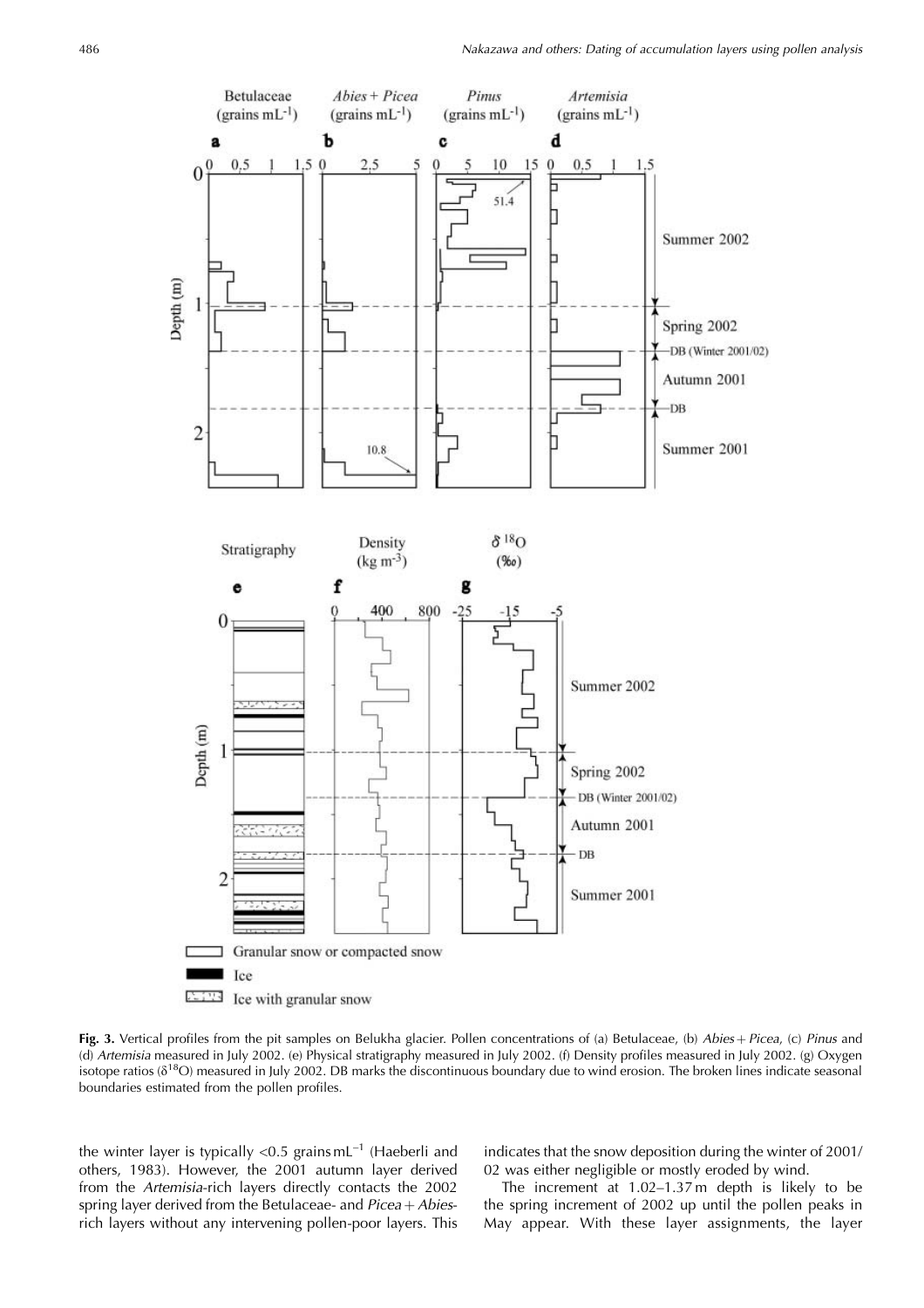**Fig. 3.** Vertical profiles from the pit samples on Belukha glacier. Pollen concentrations of (a) Betulaceae, (b) *Abies* + *Picea*, (c) *Pinus* and (d) *Artemisia* measured in July 2002. (e) Physical stratigraphy measured in July 2002. (f) Density profiles measured in July 2002. (g) Oxygen isotope ratios ($\delta^{18}O$) measured in July 2002. DB marks the discontinuous boundary due to wind erosion. The broken lines indicate seasonal boundaries estimated from the pollen profiles.

the winter layer is typically <0.5 grains mL$^{-1}$ (Haeberli and others, 1983). However, the 2001 autumn layer derived from the *Artemisia*-rich layers directly contacts the 2002 spring layer derived from the Betulaceae- and *Picea* + *Abies*-rich layers without any intervening pollen-poor layers. This indicates that the snow deposition during the winter of 2001/02 was either negligible or mostly eroded by wind.

The increment at 1.02–1.37 m depth is likely to be the spring increment of 2002 up until the pollen peaks in May appear. With these layer assignments, the layer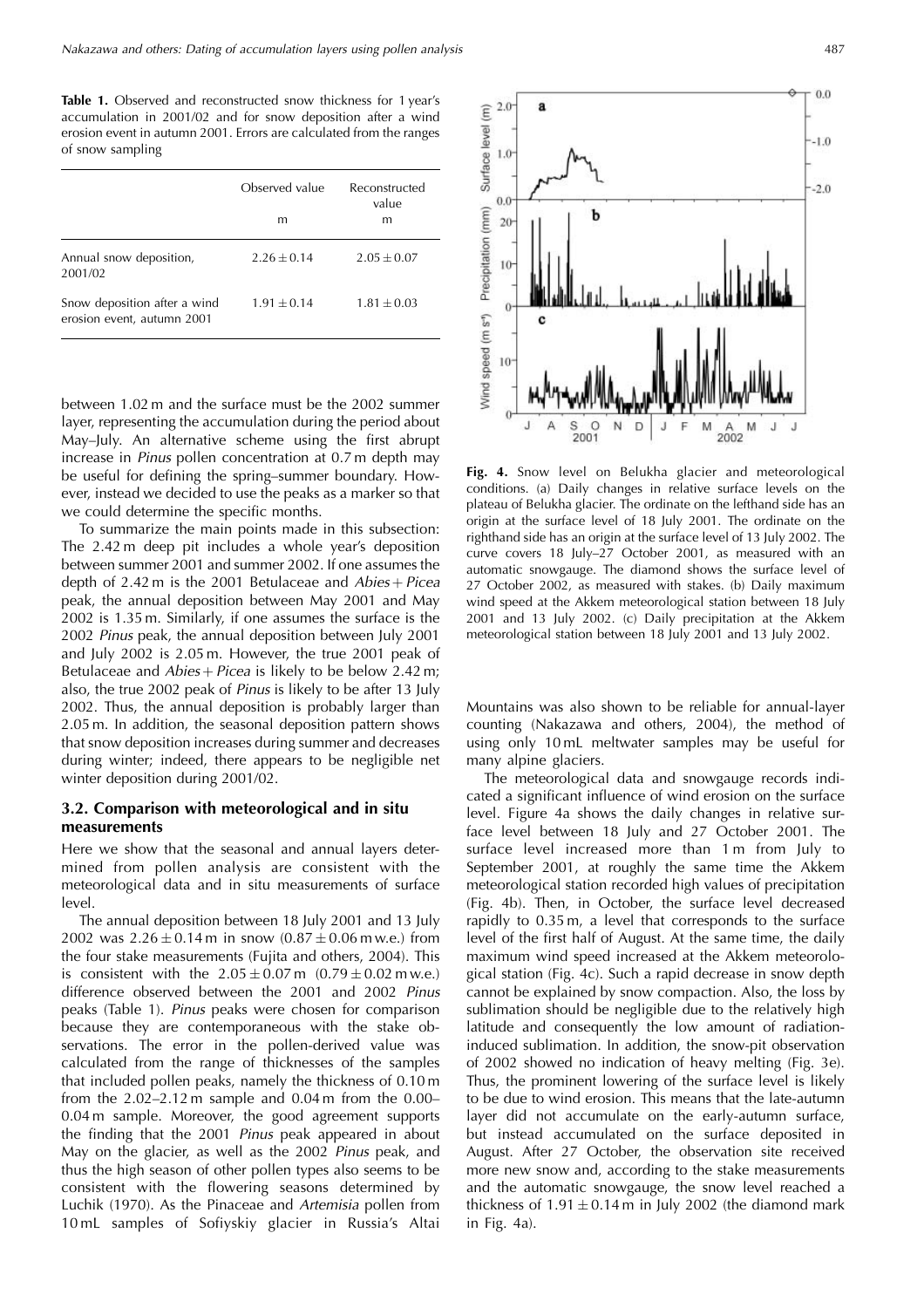**Table 1.** Observed and reconstructed snow thickness for 1 year's accumulation in 2001/02 and for snow deposition after a wind erosion event in autumn 2001. Errors are calculated from the ranges of snow sampling

| | Observed value | Reconstructed value |
|---|---|---|
| | m | m |
| Annual snow deposition, 2001/02 | $2.26 \pm 0.14$ | $2.05 \pm 0.07$ |
| Snow deposition after a wind erosion event, autumn 2001 | $1.91 \pm 0.14$ | $1.81 \pm 0.03$ |

between 1.02 m and the surface must be the 2002 summer layer, representing the accumulation during the period about May–July. An alternative scheme using the first abrupt increase in *Pinus* pollen concentration at 0.7 m depth may be useful for defining the spring–summer boundary. However, instead we decided to use the peaks as a marker so that we could determine the specific months.

To summarize the main points made in this subsection: The 2.42 m deep pit includes a whole year's deposition between summer 2001 and summer 2002. If one assumes the depth of 2.42 m is the 2001 Betulaceae and *Abies* + *Picea* peak, the annual deposition between May 2001 and May 2002 is 1.35 m. Similarly, if one assumes the surface is the 2002 *Pinus* peak, the annual deposition between July 2001 and July 2002 is 2.05 m. However, the true 2001 peak of Betulaceae and *Abies* + *Picea* is likely to be below 2.42 m; also, the true 2002 peak of *Pinus* is likely to be after 13 July 2002. Thus, the annual deposition is probably larger than 2.05 m. In addition, the seasonal deposition pattern shows that snow deposition increases during summer and decreases during winter; indeed, there appears to be negligible net winter deposition during 2001/02.

### 3.2. Comparison with meteorological and in situ measurements

Here we show that the seasonal and annual layers determined from pollen analysis are consistent with the meteorological data and in situ measurements of surface level.

The annual deposition between 18 July 2001 and 13 July 2002 was $2.26 \pm 0.14$ m in snow ($0.87 \pm 0.06$ m w.e.) from the four stake measurements (Fujita and others, 2004). This is consistent with the $2.05 \pm 0.07$ m ($0.79 \pm 0.02$ m w.e.) difference observed between the 2001 and 2002 *Pinus* peaks (Table 1). *Pinus* peaks were chosen for comparison because they are contemporaneous with the stake observations. The error in the pollen-derived value was calculated from the range of thicknesses of the samples that included pollen peaks, namely the thickness of 0.10 m from the 2.02–2.12 m sample and 0.04 m from the 0.00–0.04 m sample. Moreover, the good agreement supports the finding that the 2001 *Pinus* peak appeared in about May on the glacier, as well as the 2002 *Pinus* peak, and thus the high season of other pollen types also seems to be consistent with the flowering seasons determined by Luchik (1970). As the Pinaceae and *Artemisia* pollen from 10 mL samples of Sofiyskiy glacier in Russia's Altai Mountains was also shown to be reliable for annual-layer counting (Nakazawa and others, 2004), the method of using only 10 mL meltwater samples may be useful for many alpine glaciers.

The meteorological data and snowgauge records indicated a significant influence of wind erosion on the surface level. Figure 4a shows the daily changes in relative surface level between 18 July and 27 October 2001. The surface level increased more than 1 m from July to September 2001, at roughly the same time the Akkem meteorological station recorded high values of precipitation (Fig. 4b). Then, in October, the surface level decreased rapidly to 0.35 m, a level that corresponds to the surface level of the first half of August. At the same time, the daily maximum wind speed increased at the Akkem meteorological station (Fig. 4c). Such a rapid decrease in snow depth cannot be explained by snow compaction. Also, the loss by sublimation should be negligible due to the relatively high latitude and consequently the low amount of radiation-induced sublimation. In addition, the snow-pit observation of 2002 showed no indication of heavy melting (Fig. 3e). Thus, the prominent lowering of the surface level is likely to be due to wind erosion. This means that the late-autumn layer did not accumulate on the early-autumn surface, but instead accumulated on the surface deposited in August. After 27 October, the observation site received more new snow and, according to the stake measurements and the automatic snowgauge, the snow level reached a thickness of $1.91 \pm 0.14$ m in July 2002 (the diamond mark in Fig. 4a).

**Fig. 4.** Snow level on Belukha glacier and meteorological conditions. (a) Daily changes in relative surface levels on the plateau of Belukha glacier. The ordinate on the lefthand side has an origin at the surface level of 18 July 2001. The ordinate on the righthand side has an origin at the surface level of 13 July 2002. The curve covers 18 July–27 October 2001, as measured with an automatic snowgauge. The diamond shows the surface level of 27 October 2002, as measured with stakes. (b) Daily maximum wind speed at the Akkem meteorological station between 18 July 2001 and 13 July 2002. (c) Daily precipitation at the Akkem meteorological station between 18 July 2001 and 13 July 2002.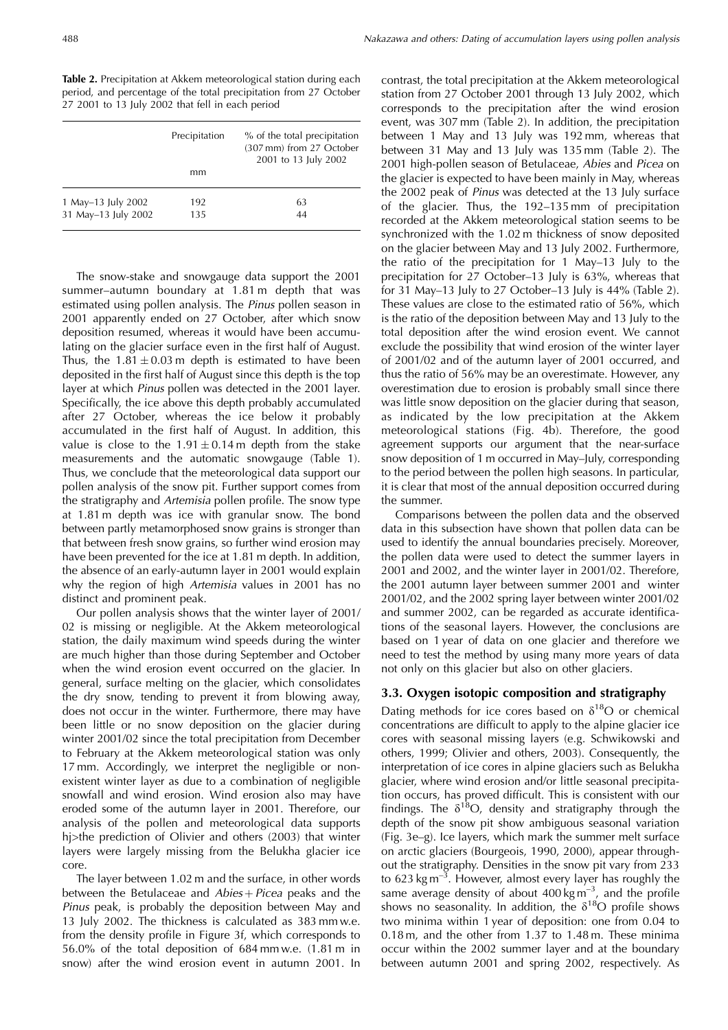**Table 2.** Precipitation at Akkem meteorological station during each period, and percentage of the total precipitation from 27 October 2001 to 13 July 2002 that fell in each period

| | Precipitation<br>mm | % of the total precipitation (307 mm) from 27 October 2001 to 13 July 2002 |
|---|---|---|
| 1 May–13 July 2002 | 192 | 63 |
| 31 May–13 July 2002 | 135 | 44 |

The snow-stake and snowgauge data support the 2001 summer–autumn boundary at 1.81 m depth that was estimated using pollen analysis. The *Pinus* pollen season in 2001 apparently ended on 27 October, after which snow deposition resumed, whereas it would have been accumulating on the glacier surface even in the first half of August. Thus, the $1.81 \pm 0.03$ m depth is estimated to have been deposited in the first half of August since this depth is the top layer at which *Pinus* pollen was detected in the 2001 layer. Specifically, the ice above this depth probably accumulated after 27 October, whereas the ice below it probably accumulated in the first half of August. In addition, this value is close to the $1.91 \pm 0.14$ m depth from the stake measurements and the automatic snowgauge (Table 1). Thus, we conclude that the meteorological data support our pollen analysis of the snow pit. Further support comes from the stratigraphy and *Artemisia* pollen profile. The snow type at 1.81 m depth was ice with granular snow. The bond between partly metamorphosed snow grains is stronger than that between fresh snow grains, so further wind erosion may have been prevented for the ice at 1.81 m depth. In addition, the absence of an early-autumn layer in 2001 would explain why the region of high *Artemisia* values in 2001 has no distinct and prominent peak.

Our pollen analysis shows that the winter layer of 2001/02 is missing or negligible. At the Akkem meteorological station, the daily maximum wind speeds during the winter are much higher than those during September and October when the wind erosion event occurred on the glacier. In general, surface melting on the glacier, which consolidates the dry snow, tending to prevent it from blowing away, does not occur in the winter. Furthermore, there may have been little or no snow deposition on the glacier during winter 2001/02 since the total precipitation from December to February at the Akkem meteorological station was only 17 mm. Accordingly, we interpret the negligible or non-existent winter layer as due to a combination of negligible snowfall and wind erosion. Wind erosion also may have eroded some of the autumn layer in 2001. Therefore, our analysis of the pollen and meteorological data supports hj>the prediction of Olivier and others (2003) that winter layers were largely missing from the Belukha glacier ice core.

The layer between 1.02 m and the surface, in other words between the Betulaceae and *Abies* + *Picea* peaks and the *Pinus* peak, is probably the deposition between May and 13 July 2002. The thickness is calculated as 383 mm w.e. from the density profile in Figure 3f, which corresponds to 56.0% of the total deposition of 684 mm w.e. (1.81 m in snow) after the wind erosion event in autumn 2001. In contrast, the total precipitation at the Akkem meteorological station from 27 October 2001 through 13 July 2002, which corresponds to the precipitation after the wind erosion event, was 307 mm (Table 2). In addition, the precipitation between 1 May and 13 July was 192 mm, whereas that between 31 May and 13 July was 135 mm (Table 2). The 2001 high-pollen season of Betulaceae, *Abies* and *Picea* on the glacier is expected to have been mainly in May, whereas the 2002 peak of *Pinus* was detected at the 13 July surface of the glacier. Thus, the 192–135 mm of precipitation recorded at the Akkem meteorological station seems to be synchronized with the 1.02 m thickness of snow deposited on the glacier between May and 13 July 2002. Furthermore, the ratio of the precipitation for 1 May–13 July to the precipitation for 27 October–13 July is 63%, whereas that for 31 May–13 July to 27 October–13 July is 44% (Table 2). These values are close to the estimated ratio of 56%, which is the ratio of the deposition between May and 13 July to the total deposition after the wind erosion event. We cannot exclude the possibility that wind erosion of the winter layer of 2001/02 and of the autumn layer of 2001 occurred, and thus the ratio of 56% may be an overestimate. However, any overestimation due to erosion is probably small since there was little snow deposition on the glacier during that season, as indicated by the low precipitation at the Akkem meteorological stations (Fig. 4b). Therefore, the good agreement supports our argument that the near-surface snow deposition of 1 m occurred in May–July, corresponding to the period between the pollen high seasons. In particular, it is clear that most of the annual deposition occurred during the summer.

Comparisons between the pollen data and the observed data in this subsection have shown that pollen data can be used to identify the annual boundaries precisely. Moreover, the pollen data were used to detect the summer layers in 2001 and 2002, and the winter layer in 2001/02. Therefore, the 2001 autumn layer between summer 2001 and winter 2001/02, and the 2002 spring layer between winter 2001/02 and summer 2002, can be regarded as accurate identifications of the seasonal layers. However, the conclusions are based on 1 year of data on one glacier and therefore we need to test the method by using many more years of data not only on this glacier but also on other glaciers.

### 3.3. Oxygen isotopic composition and stratigraphy

Dating methods for ice cores based on $\delta^{18}O$ or chemical concentrations are difficult to apply to the alpine glacier ice cores with seasonal missing layers (e.g. Schwikowski and others, 1999; Olivier and others, 2003). Consequently, the interpretation of ice cores in alpine glaciers such as Belukha glacier, where wind erosion and/or little seasonal precipitation occurs, has proved difficult. This is consistent with our findings. The $\delta^{18}O$, density and stratigraphy through the depth of the snow pit show ambiguous seasonal variation (Fig. 3e–g). Ice layers, which mark the summer melt surface on arctic glaciers (Bourgeois, 1990, 2000), appear throughout the stratigraphy. Densities in the snow pit vary from 233 to 623 kg m$^{-3}$. However, almost every layer has roughly the same average density of about 400 kg m$^{-3}$, and the profile shows no seasonality. In addition, the $\delta^{18}O$ profile shows two minima within 1 year of deposition: one from 0.04 to 0.18 m, and the other from 1.37 to 1.48 m. These minima occur within the 2002 summer layer and at the boundary between autumn 2001 and spring 2002, respectively. As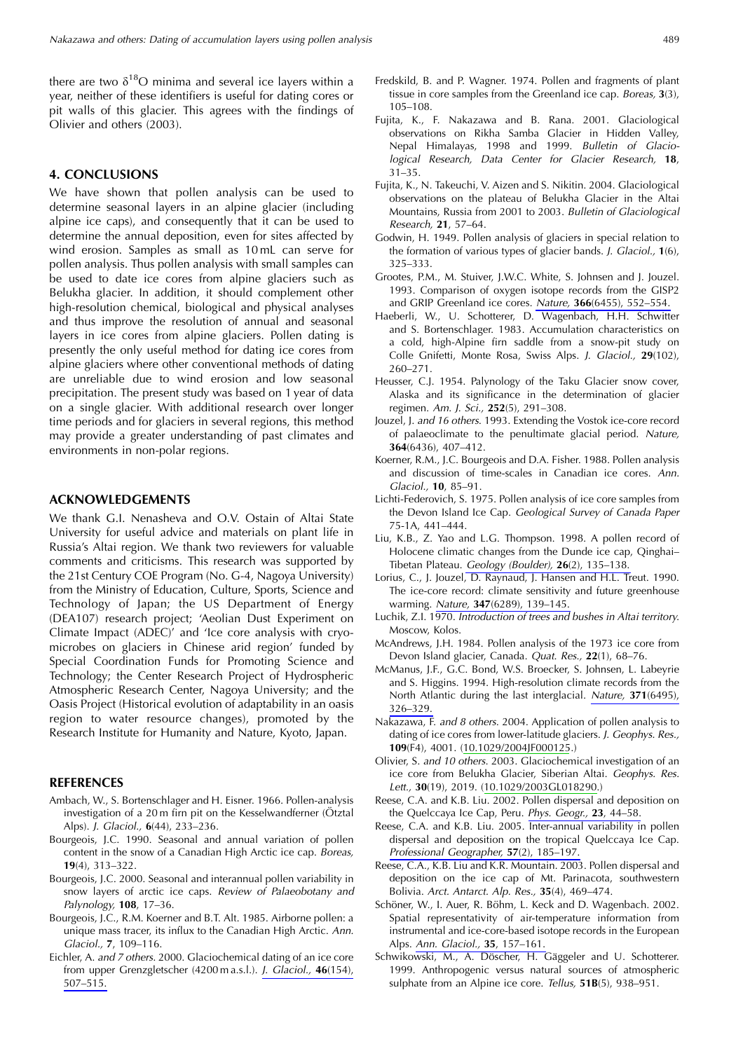there are two $\delta^{18}O$ minima and several ice layers within a year, neither of these identifiers is useful for dating cores or pit walls of this glacier. This agrees with the findings of Olivier and others (2003).

## 4. CONCLUSIONS

We have shown that pollen analysis can be used to determine seasonal layers in an alpine glacier (including alpine ice caps), and consequently that it can be used to determine the annual deposition, even for sites affected by wind erosion. Samples as small as 10 mL can serve for pollen analysis. Thus pollen analysis with small samples can be used to date ice cores from alpine glaciers such as Belukha glacier. In addition, it should complement other high-resolution chemical, biological and physical analyses and thus improve the resolution of annual and seasonal layers in ice cores from alpine glaciers. Pollen dating is presently the only useful method for dating ice cores from alpine glaciers where other conventional methods of dating are unreliable due to wind erosion and low seasonal precipitation. The present study was based on 1 year of data on a single glacier. With additional research over longer time periods and for glaciers in several regions, this method may provide a greater understanding of past climates and environments in non-polar regions.

## ACKNOWLEDGEMENTS

We thank G.I. Nenasheva and O.V. Ostain of Altai State University for useful advice and materials on plant life in Russia's Altai region. We thank two reviewers for valuable comments and criticisms. This research was supported by the 21st Century COE Program (No. G-4, Nagoya University) from the Ministry of Education, Culture, Sports, Science and Technology of Japan; the US Department of Energy (DEA107) research project; 'Aeolian Dust Experiment on Climate Impact (ADEC)' and 'Ice core analysis with cryomicrobes on glaciers in Chinese arid region' funded by Special Coordination Funds for Promoting Science and Technology; the Center Research Project of Hydrospheric Atmospheric Research Center, Nagoya University; and the Oasis Project (Historical evolution of adaptability in an oasis region to water resource changes), promoted by the Research Institute for Humanity and Nature, Kyoto, Japan.

## REFERENCES

Ambach, W., S. Bortenschlager and H. Eisner. 1966. Pollen-analysis investigation of a 20 m firn pit on the Kesselwandferner (Ötztal Alps). *J. Glaciol.,* **6**(44), 233–236.

Bourgeois, J.C. 1990. Seasonal and annual variation of pollen content in the snow of a Canadian High Arctic ice cap. *Boreas,* **19**(4), 313–322.

Bourgeois, J.C. 2000. Seasonal and interannual pollen variability in snow layers of arctic ice caps. *Review of Palaeobotany and Palynology,* **108**, 17–36.

Bourgeois, J.C., R.M. Koerner and B.T. Alt. 1985. Airborne pollen: a unique mass tracer, its influx to the Canadian High Arctic. *Ann. Glaciol.,* **7**, 109–116.

Eichler, A. *and 7 others.* 2000. Glaciochemical dating of an ice core from upper Grenzgletscher (4200 m a.s.l.). *J. Glaciol.,* **46**(154), 507–515.

Fredskild, B. and P. Wagner. 1974. Pollen and fragments of plant tissue in core samples from the Greenland ice cap. *Boreas,* **3**(3), 105–108.

Fujita, K., F. Nakazawa and B. Rana. 2001. Glaciological observations on Rikha Samba Glacier in Hidden Valley, Nepal Himalayas, 1998 and 1999. *Bulletin of Glaciological Research, Data Center for Glacier Research,* **18**, 31–35.

Fujita, K., N. Takeuchi, V. Aizen and S. Nikitin. 2004. Glaciological observations on the plateau of Belukha Glacier in the Altai Mountains, Russia from 2001 to 2003. *Bulletin of Glaciological Research,* **21**, 57–64.

Godwin, H. 1949. Pollen analysis of glaciers in special relation to the formation of various types of glacier bands. *J. Glaciol.,* **1**(6), 325–333.

Grootes, P.M., M. Stuiver, J.W.C. White, S. Johnsen and J. Jouzel. 1993. Comparison of oxygen isotope records from the GISP2 and GRIP Greenland ice cores. *Nature,* **366**(6455), 552–554.

Haeberli, W., U. Schotterer, D. Wagenbach, H.H. Schwitter and S. Bortenschlager. 1983. Accumulation characteristics on a cold, high-Alpine firn saddle from a snow-pit study on Colle Gnifetti, Monte Rosa, Swiss Alps. *J. Glaciol.,* **29**(102), 260–271.

Heusser, C.J. 1954. Palynology of the Taku Glacier snow cover, Alaska and its significance in the determination of glacier regimen. *Am. J. Sci.,* **252**(5), 291–308.

Jouzel, J. *and 16 others.* 1993. Extending the Vostok ice-core record of palaeoclimate to the penultimate glacial period. *Nature,* **364**(6436), 407–412.

Koerner, R.M., J.C. Bourgeois and D.A. Fisher. 1988. Pollen analysis and discussion of time-scales in Canadian ice cores. *Ann. Glaciol.,* **10**, 85–91.

Lichti-Federovich, S. 1975. Pollen analysis of ice core samples from the Devon Island Ice Cap. *Geological Survey of Canada Paper* 75-1A, 441–444.

Liu, K.B., Z. Yao and L.G. Thompson. 1998. A pollen record of Holocene climatic changes from the Dunde ice cap, Qinghai–Tibetan Plateau. *Geology (Boulder),* **26**(2), 135–138.

Lorius, C., J. Jouzel, D. Raynaud, J. Hansen and H.L. Treut. 1990. The ice-core record: climate sensitivity and future greenhouse warming. *Nature,* **347**(6289), 139–145.

Luchik, Z.I. 1970. *Introduction of trees and bushes in Altai territory.* Moscow, Kolos.

McAndrews, J.H. 1984. Pollen analysis of the 1973 ice core from Devon Island glacier, Canada. *Quat. Res.,* **22**(1), 68–76.

McManus, J.F., G.C. Bond, W.S. Broecker, S. Johnsen, L. Labeyrie and S. Higgins. 1994. High-resolution climate records from the North Atlantic during the last interglacial. *Nature,* **371**(6495), 326–329.

Nakazawa, F. *and 8 others.* 2004. Application of pollen analysis to dating of ice cores from lower-latitude glaciers. *J. Geophys. Res.,* **109**(F4), 4001. (10.1029/2004JF000125.)

Olivier, S. *and 10 others.* 2003. Glaciochemical investigation of an ice core from Belukha Glacier, Siberian Altai. *Geophys. Res. Lett.,* **30**(19), 2019. (10.1029/2003GL018290.)

Reese, C.A. and K.B. Liu. 2002. Pollen dispersal and deposition on the Quelccaya Ice Cap, Peru. *Phys. Geogr.,* **23**, 44–58.

Reese, C.A. and K.B. Liu. 2005. Inter-annual variability in pollen dispersal and deposition on the tropical Quelccaya Ice Cap. *Professional Geographer,* **57**(2), 185–197.

Reese, C.A., K.B. Liu and K.R. Mountain. 2003. Pollen dispersal and deposition on the ice cap of Mt. Parinacota, southwestern Bolivia. *Arct. Antarct. Alp. Res.,* **35**(4), 469–474.

Schöner, W., I. Auer, R. Böhm, L. Keck and D. Wagenbach. 2002. Spatial representativity of air-temperature information from instrumental and ice-core-based isotope records in the European Alps. *Ann. Glaciol.,* **35**, 157–161.

Schwikowski, M., A. Döscher, H. Gäggeler and U. Schotterer. 1999. Anthropogenic versus natural sources of atmospheric sulphate from an Alpine ice core. *Tellus,* **51B**(5), 938–951.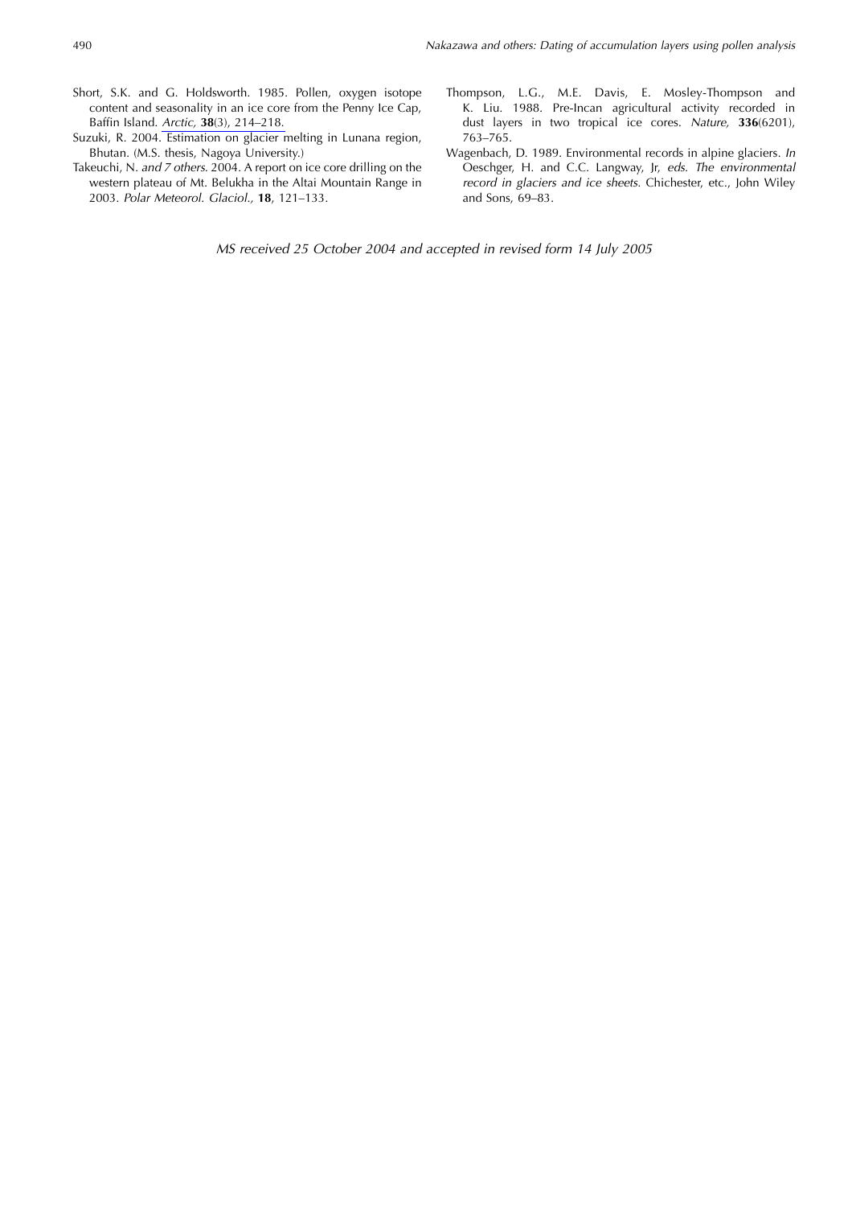Short, S.K. and G. Holdsworth. 1985. Pollen, oxygen isotope content and seasonality in an ice core from the Penny Ice Cap, Baffin Island. *Arctic,* **38**(3), 214–218.

Suzuki, R. 2004. Estimation on glacier melting in Lunana region, Bhutan. (M.S. thesis, Nagoya University.)

Takeuchi, N. *and 7 others*. 2004. A report on ice core drilling on the western plateau of Mt. Belukha in the Altai Mountain Range in 2003. *Polar Meteorol. Glaciol.,* **18**, 121–133.

Thompson, L.G., M.E. Davis, E. Mosley-Thompson and K. Liu. 1988. Pre-Incan agricultural activity recorded in dust layers in two tropical ice cores. *Nature,* **336**(6201), 763–765.

Wagenbach, D. 1989. Environmental records in alpine glaciers. *In* Oeschger, H. and C.C. Langway, Jr, *eds. The environmental record in glaciers and ice sheets*. Chichester, etc., John Wiley and Sons, 69–83.

*MS received 25 October 2004 and accepted in revised form 14 July 2005*